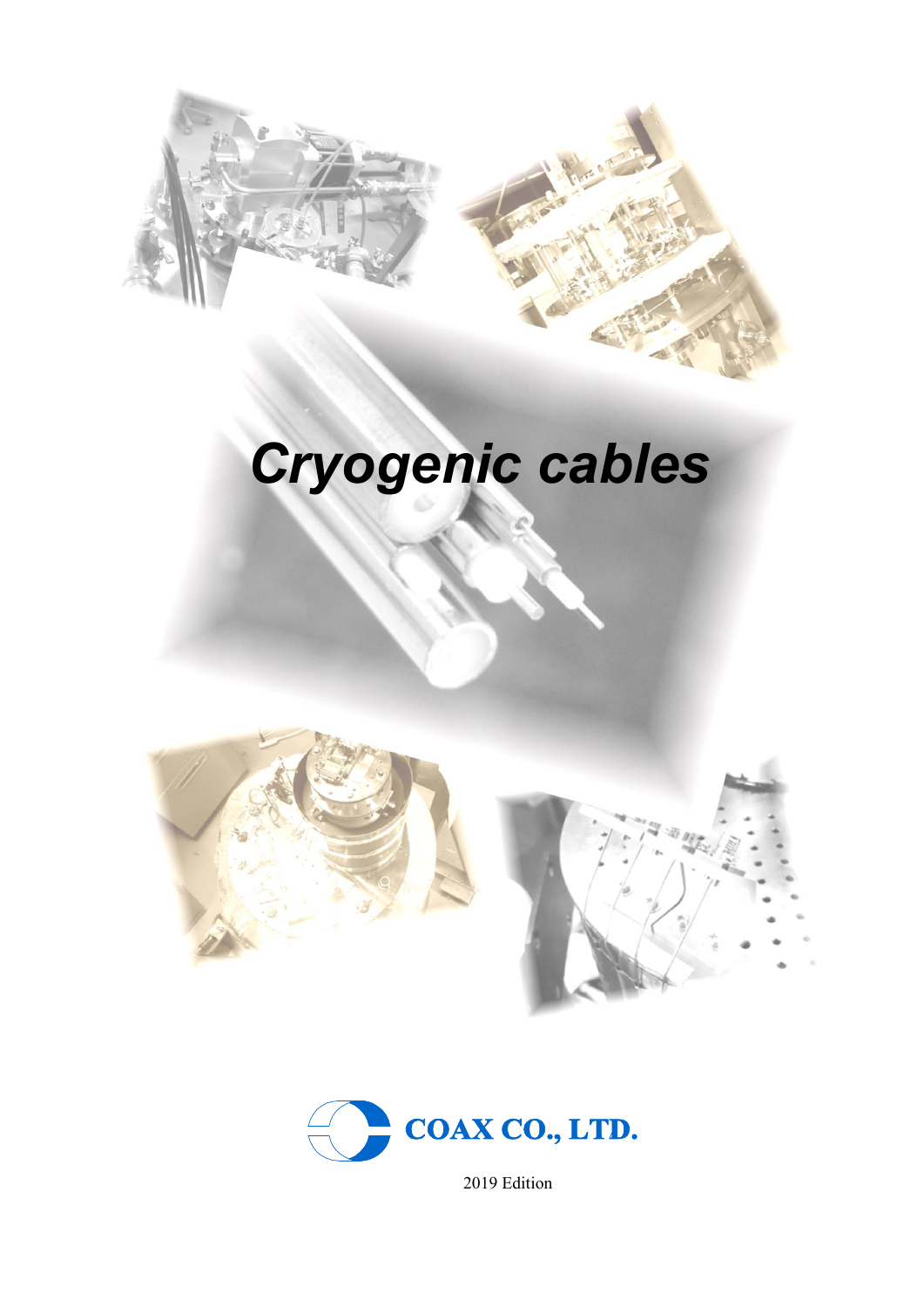# *Cryogenic cables*

COAX CO., LTD.

2019 Edition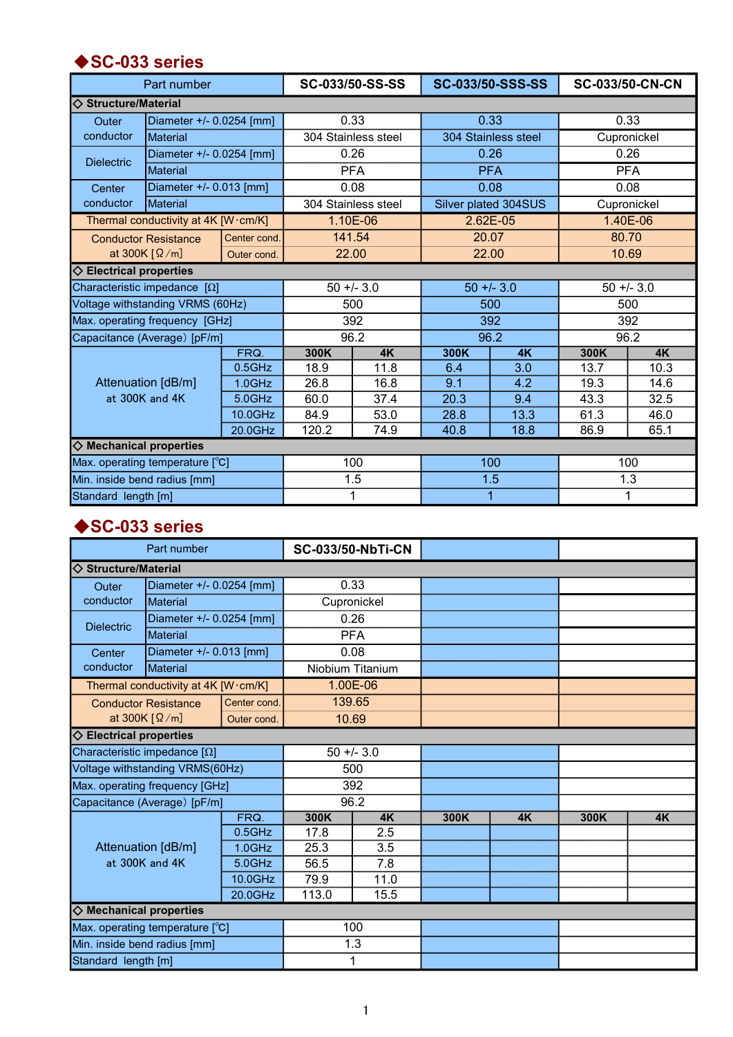## ◆SC-033 series

| Part number | | | SC-033/50-SS-SS | | SC-033/50-SSS-SS | | SC-033/50-CN-CN | |
|---|---|---|---|---|---|---|---|---|
| ◇ Structure/Material | | | | | | | | |
| Outer conductor | Diameter +/- 0.0254 [mm] | | 0.33 | | 0.33 | | 0.33 | |
| | Material | | 304 Stainless steel | | 304 Stainless steel | | Cupronickel | |
| Dielectric | Diameter +/- 0.0254 [mm] | | 0.26 | | 0.26 | | 0.26 | |
| | Material | | PFA | | PFA | | PFA | |
| Center conductor | Diameter +/- 0.013 [mm] | | 0.08 | | 0.08 | | 0.08 | |
| | Material | | 304 Stainless steel | | Silver plated 304SUS | | Cupronickel | |
| Thermal conductivity at 4K [W·cm/K] | | | 1.10E-06 | | 2.62E-05 | | 1.40E-06 | |
| Conductor Resistance at 300K [Ω/m] | | Center cond. | 141.54 | | 20.07 | | 80.70 | |
| | | Outer cond. | 22.00 | | 22.00 | | 10.69 | |
| ◇ Electrical properties | | | | | | | | |
| Characteristic impedance [Ω] | | | 50 +/- 3.0 | | 50 +/- 3.0 | | 50 +/- 3.0 | |
| Voltage withstanding VRMS (60Hz) | | | 500 | | 500 | | 500 | |
| Max. operating frequency [GHz] | | | 392 | | 392 | | 392 | |
| Capacitance (Average) [pF/m] | | | 96.2 | | 96.2 | | 96.2 | |
| Attenuation [dB/m] at 300K and 4K | | FRQ. | 300K | 4K | 300K | 4K | 300K | 4K |
| | | 0.5GHz | 18.9 | 11.8 | 6.4 | 3.0 | 13.7 | 10.3 |
| | | 1.0GHz | 26.8 | 16.8 | 9.1 | 4.2 | 19.3 | 14.6 |
| | | 5.0GHz | 60.0 | 37.4 | 20.3 | 9.4 | 43.3 | 32.5 |
| | | 10.0GHz | 84.9 | 53.0 | 28.8 | 13.3 | 61.3 | 46.0 |
| | | 20.0GHz | 120.2 | 74.9 | 40.8 | 18.8 | 86.9 | 65.1 |
| ◇ Mechanical properties | | | | | | | | |
| Max. operating temperature [℃] | | | 100 | | 100 | | 100 | |
| Min. inside bend radius [mm] | | | 1.5 | | 1.5 | | 1.3 | |
| Standard length [m] | | | 1 | | 1 | | 1 | |

## ◆SC-033 series

| Part number | | | SC-033/50-NbTi-CN | | | | | |
|---|---|---|---|---|---|---|---|---|
| ◇ Structure/Material | | | | | | | | |
| Outer conductor | Diameter +/- 0.0254 [mm] | | 0.33 | | | | | |
| | Material | | Cupronickel | | | | | |
| Dielectric | Diameter +/- 0.0254 [mm] | | 0.26 | | | | | |
| | Material | | PFA | | | | | |
| Center conductor | Diameter +/- 0.013 [mm] | | 0.08 | | | | | |
| | Material | | Niobium Titanium | | | | | |
| Thermal conductivity at 4K [W·cm/K] | | | 1.00E-06 | | | | | |
| Conductor Resistance at 300K [Ω/m] | | Center cond. | 139.65 | | | | | |
| | | Outer cond. | 10.69 | | | | | |
| ◇ Electrical properties | | | | | | | | |
| Characteristic impedance [Ω] | | | 50 +/- 3.0 | | | | | |
| Voltage withstanding VRMS(60Hz) | | | 500 | | | | | |
| Max. operating frequency [GHz] | | | 392 | | | | | |
| Capacitance (Average) [pF/m] | | | 96.2 | | | | | |
| Attenuation [dB/m] at 300K and 4K | | FRQ. | 300K | 4K | 300K | 4K | 300K | 4K |
| | | 0.5GHz | 17.8 | 2.5 | | | | |
| | | 1.0GHz | 25.3 | 3.5 | | | | |
| | | 5.0GHz | 56.5 | 7.8 | | | | |
| | | 10.0GHz | 79.9 | 11.0 | | | | |
| | | 20.0GHz | 113.0 | 15.5 | | | | |
| ◇ Mechanical properties | | | | | | | | |
| Max. operating temperature [℃] | | | 100 | | | | | |
| Min. inside bend radius [mm] | | | 1.3 | | | | | |
| Standard length [m] | | | 1 | | | | | |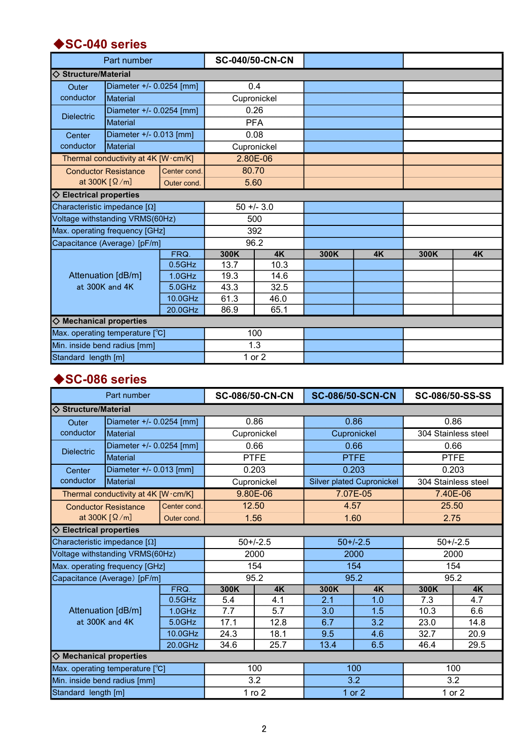## ◆SC-040 series

| Part number | | | SC-040/50-CN-CN | | | | |
|---|---|---|---|---|---|---|---|
| ◇ Structure/Material | | | | | | | |
| Outer conductor | Diameter +/- 0.0254 [mm] | | 0.4 | | | | |
| | Material | | Cupronickel | | | | |
| Dielectric | Diameter +/- 0.0254 [mm] | | 0.26 | | | | |
| | Material | | PFA | | | | |
| Center conductor | Diameter +/- 0.013 [mm] | | 0.08 | | | | |
| | Material | | Cupronickel | | | | |
| Thermal conductivity at 4K [W･cm/K] | | | 2.80E-06 | | | | |
| Conductor Resistance at 300K [Ω/m] | | Center cond. | 80.70 | | | | |
| | | Outer cond. | 5.60 | | | | |
| ◇ Electrical properties | | | | | | | |
| Characteristic impedance [Ω] | | | 50 +/- 3.0 | | | | |
| Voltage withstanding VRMS(60Hz) | | | 500 | | | | |
| Max. operating frequency [GHz] | | | 392 | | | | |
| Capacitance (Average) [pF/m] | | | 96.2 | | | | |
| Attenuation [dB/m] at 300K and 4K | | FRQ. | 300K | 4K | 300K | 4K | 300K | 4K |
| | | 0.5GHz | 13.7 | 10.3 | | | | |
| | | 1.0GHz | 19.3 | 14.6 | | | | |
| | | 5.0GHz | 43.3 | 32.5 | | | | |
| | | 10.0GHz | 61.3 | 46.0 | | | | |
| | | 20.0GHz | 86.9 | 65.1 | | | | |
| ◇ Mechanical properties | | | | | | | |
| Max. operating temperature [°C] | | | 100 | | | | |
| Min. inside bend radius [mm] | | | 1.3 | | | | |
| Standard length [m] | | | 1 or 2 | | | | |

## ◆SC-086 series

| Part number | | | SC-086/50-CN-CN | | SC-086/50-SCN-CN | | SC-086/50-SS-SS | |
|---|---|---|---|---|---|---|---|---|
| ◇ Structure/Material | | | | | | | | |
| Outer conductor | Diameter +/- 0.0254 [mm] | | 0.86 | | 0.86 | | 0.86 | |
| | Material | | Cupronickel | | Cupronickel | | 304 Stainless steel | |
| Dielectric | Diameter +/- 0.0254 [mm] | | 0.66 | | 0.66 | | 0.66 | |
| | Material | | PTFE | | PTFE | | PTFE | |
| Center conductor | Diameter +/- 0.013 [mm] | | 0.203 | | 0.203 | | 0.203 | |
| | Material | | Cupronickel | | Silver plated Cupronickel | | 304 Stainless steel | |
| Thermal conductivity at 4K [W･cm/K] | | | 9.80E-06 | | 7.07E-05 | | 7.40E-06 | |
| Conductor Resistance at 300K [Ω/m] | | Center cond. | 12.50 | | 4.57 | | 25.50 | |
| | | Outer cond. | 1.56 | | 1.60 | | 2.75 | |
| ◇ Electrical properties | | | | | | | | |
| Characteristic impedance [Ω] | | | 50+/-2.5 | | 50+/-2.5 | | 50+/-2.5 | |
| Voltage withstanding VRMS(60Hz) | | | 2000 | | 2000 | | 2000 | |
| Max. operating frequency [GHz] | | | 154 | | 154 | | 154 | |
| Capacitance (Average) [pF/m] | | | 95.2 | | 95.2 | | 95.2 | |
| Attenuation [dB/m] at 300K and 4K | | FRQ. | 300K | 4K | 300K | 4K | 300K | 4K |
| | | 0.5GHz | 5.4 | 4.1 | 2.1 | 1.0 | 7.3 | 4.7 |
| | | 1.0GHz | 7.7 | 5.7 | 3.0 | 1.5 | 10.3 | 6.6 |
| | | 5.0GHz | 17.1 | 12.8 | 6.7 | 3.2 | 23.0 | 14.8 |
| | | 10.0GHz | 24.3 | 18.1 | 9.5 | 4.6 | 32.7 | 20.9 |
| | | 20.0GHz | 34.6 | 25.7 | 13.4 | 6.5 | 46.4 | 29.5 |
| ◇ Mechanical properties | | | | | | | | |
| Max. operating temperature [°C] | | | 100 | | 100 | | 100 | |
| Min. inside bend radius [mm] | | | 3.2 | | 3.2 | | 3.2 | |
| Standard length [m] | | | 1 ro 2 | | 1 or 2 | | 1 or 2 | |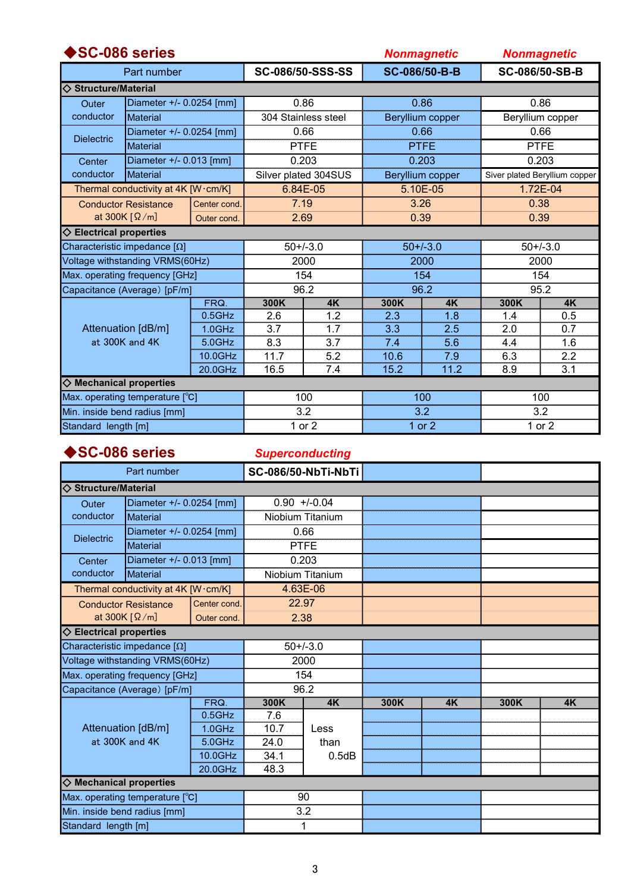## ◆SC-086 series

| Part number | | | SC-086/50-SSS-SS | | SC-086/50-B-B (Nonmagnetic) | | SC-086/50-SB-B (Nonmagnetic) | |
|---|---|---|---|---|---|---|---|---|
| ◇ **Structure/Material** | | | | | | | | |
| Outer conductor | Diameter +/- 0.0254 [mm] | | 0.86 | | 0.86 | | 0.86 | |
| | Material | | 304 Stainless steel | | Beryllium copper | | Beryllium copper | |
| Dielectric | Diameter +/- 0.0254 [mm] | | 0.66 | | 0.66 | | 0.66 | |
| | Material | | PTFE | | PTFE | | PTFE | |
| Center conductor | Diameter +/- 0.013 [mm] | | 0.203 | | 0.203 | | 0.203 | |
| | Material | | Silver plated 304SUS | | Beryllium copper | | Siver plated Beryllium copper | |
| Thermal conductivity at 4K [W·cm/K] | | | 6.84E-05 | | 5.10E-05 | | 1.72E-04 | |
| Conductor Resistance at 300K [Ω/m] | | Center cond. | 7.19 | | 3.26 | | 0.38 | |
| | | Outer cond. | 2.69 | | 0.39 | | 0.39 | |
| ◇ **Electrical properties** | | | | | | | | |
| Characteristic impedance [Ω] | | | 50+/-3.0 | | 50+/-3.0 | | 50+/-3.0 | |
| Voltage withstanding VRMS(60Hz) | | | 2000 | | 2000 | | 2000 | |
| Max. operating frequency [GHz] | | | 154 | | 154 | | 154 | |
| Capacitance (Average) [pF/m] | | | 96.2 | | 96.2 | | 95.2 | |
| Attenuation [dB/m] at 300K and 4K | | FRQ. | 300K | 4K | 300K | 4K | 300K | 4K |
| | | 0.5GHz | 2.6 | 1.2 | 2.3 | 1.8 | 1.4 | 0.5 |
| | | 1.0GHz | 3.7 | 1.7 | 3.3 | 2.5 | 2.0 | 0.7 |
| | | 5.0GHz | 8.3 | 3.7 | 7.4 | 5.6 | 4.4 | 1.6 |
| | | 10.0GHz | 11.7 | 5.2 | 10.6 | 7.9 | 6.3 | 2.2 |
| | | 20.0GHz | 16.5 | 7.4 | 15.2 | 11.2 | 8.9 | 3.1 |
| ◇ **Mechanical properties** | | | | | | | | |
| Max. operating temperature [°C] | | | 100 | | 100 | | 100 | |
| Min. inside bend radius [mm] | | | 3.2 | | 3.2 | | 3.2 | |
| Standard length [m] | | | 1 or 2 | | 1 or 2 | | 1 or 2 | |

## ◆SC-086 series

| Part number | | | SC-086/50-NbTi-NbTi (Superconducting) | | | | | |
|---|---|---|---|---|---|---|---|---|
| ◇ **Structure/Material** | | | | | | | | |
| Outer conductor | Diameter +/- 0.0254 [mm] | | 0.90 +/-0.04 | | | | | |
| | Material | | Niobium Titanium | | | | | |
| Dielectric | Diameter +/- 0.0254 [mm] | | 0.66 | | | | | |
| | Material | | PTFE | | | | | |
| Center conductor | Diameter +/- 0.013 [mm] | | 0.203 | | | | | |
| | Material | | Niobium Titanium | | | | | |
| Thermal conductivity at 4K [W·cm/K] | | | 4.63E-06 | | | | | |
| Conductor Resistance at 300K [Ω/m] | | Center cond. | 22.97 | | | | | |
| | | Outer cond. | 2.38 | | | | | |
| ◇ **Electrical properties** | | | | | | | | |
| Characteristic impedance [Ω] | | | 50+/-3.0 | | | | | |
| Voltage withstanding VRMS(60Hz) | | | 2000 | | | | | |
| Max. operating frequency [GHz] | | | 154 | | | | | |
| Capacitance (Average) [pF/m] | | | 96.2 | | | | | |
| Attenuation [dB/m] at 300K and 4K | | FRQ. | 300K | 4K | 300K | 4K | 300K | 4K |
| | | 0.5GHz | 7.6 | Less than 0.5dB | | | | |
| | | 1.0GHz | 10.7 | | | | | |
| | | 5.0GHz | 24.0 | | | | | |
| | | 10.0GHz | 34.1 | | | | | |
| | | 20.0GHz | 48.3 | | | | | |
| ◇ **Mechanical properties** | | | | | | | | |
| Max. operating temperature [°C] | | | 90 | | | | | |
| Min. inside bend radius [mm] | | | 3.2 | | | | | |
| Standard length [m] | | | 1 | | | | | |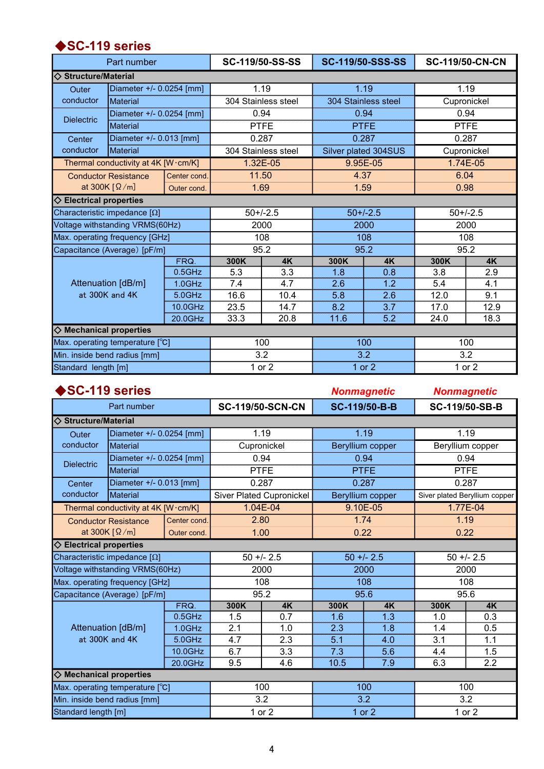## ◆SC-119 series

| Part number | | | SC-119/50-SS-SS | | SC-119/50-SSS-SS | | SC-119/50-CN-CN | |
|---|---|---|---|---|---|---|---|---|
| ◇ Structure/Material | | | | | | | | |
| Outer conductor | Diameter +/- 0.0254 [mm] | | 1.19 | | 1.19 | | 1.19 | |
| | Material | | 304 Stainless steel | | 304 Stainless steel | | Cupronickel | |
| Dielectric | Diameter +/- 0.0254 [mm] | | 0.94 | | 0.94 | | 0.94 | |
| | Material | | PTFE | | PTFE | | PTFE | |
| Center conductor | Diameter +/- 0.013 [mm] | | 0.287 | | 0.287 | | 0.287 | |
| | Material | | 304 Stainless steel | | Silver plated 304SUS | | Cupronickel | |
| Thermal conductivity at 4K [W·cm/K] | | | 1.32E-05 | | 9.95E-05 | | 1.74E-05 | |
| Conductor Resistance at 300K [Ω/m] | | Center cond. | 11.50 | | 4.37 | | 6.04 | |
| | | Outer cond. | 1.69 | | 1.59 | | 0.98 | |
| ◇ Electrical properties | | | | | | | | |
| Characteristic impedance [Ω] | | | 50+/-2.5 | | 50+/-2.5 | | 50+/-2.5 | |
| Voltage withstanding VRMS(60Hz) | | | 2000 | | 2000 | | 2000 | |
| Max. operating frequency [GHz] | | | 108 | | 108 | | 108 | |
| Capacitance (Average) [pF/m] | | | 95.2 | | 95.2 | | 95.2 | |
| Attenuation [dB/m] at 300K and 4K | | FRQ. | 300K | 4K | 300K | 4K | 300K | 4K |
| | | 0.5GHz | 5.3 | 3.3 | 1.8 | 0.8 | 3.8 | 2.9 |
| | | 1.0GHz | 7.4 | 4.7 | 2.6 | 1.2 | 5.4 | 4.1 |
| | | 5.0GHz | 16.6 | 10.4 | 5.8 | 2.6 | 12.0 | 9.1 |
| | | 10.0GHz | 23.5 | 14.7 | 8.2 | 3.7 | 17.0 | 12.9 |
| | | 20.0GHz | 33.3 | 20.8 | 11.6 | 5.2 | 24.0 | 18.3 |
| ◇ Mechanical properties | | | | | | | | |
| Max. operating temperature [℃] | | | 100 | | 100 | | 100 | |
| Min. inside bend radius [mm] | | | 3.2 | | 3.2 | | 3.2 | |
| Standard length [m] | | | 1 or 2 | | 1 or 2 | | 1 or 2 | |

## ◆SC-119 series

| Part number | | | SC-119/50-SCN-CN | | SC-119/50-B-B (*Nonmagnetic*) | | SC-119/50-SB-B (*Nonmagnetic*) | |
|---|---|---|---|---|---|---|---|---|
| ◇ Structure/Material | | | | | | | | |
| Outer conductor | Diameter +/- 0.0254 [mm] | | 1.19 | | 1.19 | | 1.19 | |
| | Material | | Cupronickel | | Beryllium copper | | Beryllium copper | |
| Dielectric | Diameter +/- 0.0254 [mm] | | 0.94 | | 0.94 | | 0.94 | |
| | Material | | PTFE | | PTFE | | PTFE | |
| Center conductor | Diameter +/- 0.013 [mm] | | 0.287 | | 0.287 | | 0.287 | |
| | Material | | Siver Plated Cupronickel | | Beryllium copper | | Siver plated Beryllium copper | |
| Thermal conductivity at 4K [W·cm/K] | | | 1.04E-04 | | 9.10E-05 | | 1.77E-04 | |
| Conductor Resistance at 300K [Ω/m] | | Center cond. | 2.80 | | 1.74 | | 1.19 | |
| | | Outer cond. | 1.00 | | 0.22 | | 0.22 | |
| ◇ Electrical properties | | | | | | | | |
| Characteristic impedance [Ω] | | | 50 +/- 2.5 | | 50 +/- 2.5 | | 50 +/- 2.5 | |
| Voltage withstanding VRMS(60Hz) | | | 2000 | | 2000 | | 2000 | |
| Max. operating frequency [GHz] | | | 108 | | 108 | | 108 | |
| Capacitance (Average) [pF/m] | | | 95.2 | | 95.6 | | 95.6 | |
| Attenuation [dB/m] at 300K and 4K | | FRQ. | 300K | 4K | 300K | 4K | 300K | 4K |
| | | 0.5GHz | 1.5 | 0.7 | 1.6 | 1.3 | 1.0 | 0.3 |
| | | 1.0GHz | 2.1 | 1.0 | 2.3 | 1.8 | 1.4 | 0.5 |
| | | 5.0GHz | 4.7 | 2.3 | 5.1 | 4.0 | 3.1 | 1.1 |
| | | 10.0GHz | 6.7 | 3.3 | 7.3 | 5.6 | 4.4 | 1.5 |
| | | 20.0GHz | 9.5 | 4.6 | 10.5 | 7.9 | 6.3 | 2.2 |
| ◇ Mechanical properties | | | | | | | | |
| Max. operating temperature [℃] | | | 100 | | 100 | | 100 | |
| Min. inside bend radius [mm] | | | 3.2 | | 3.2 | | 3.2 | |
| Standard length [m] | | | 1 or 2 | | 1 or 2 | | 1 or 2 | |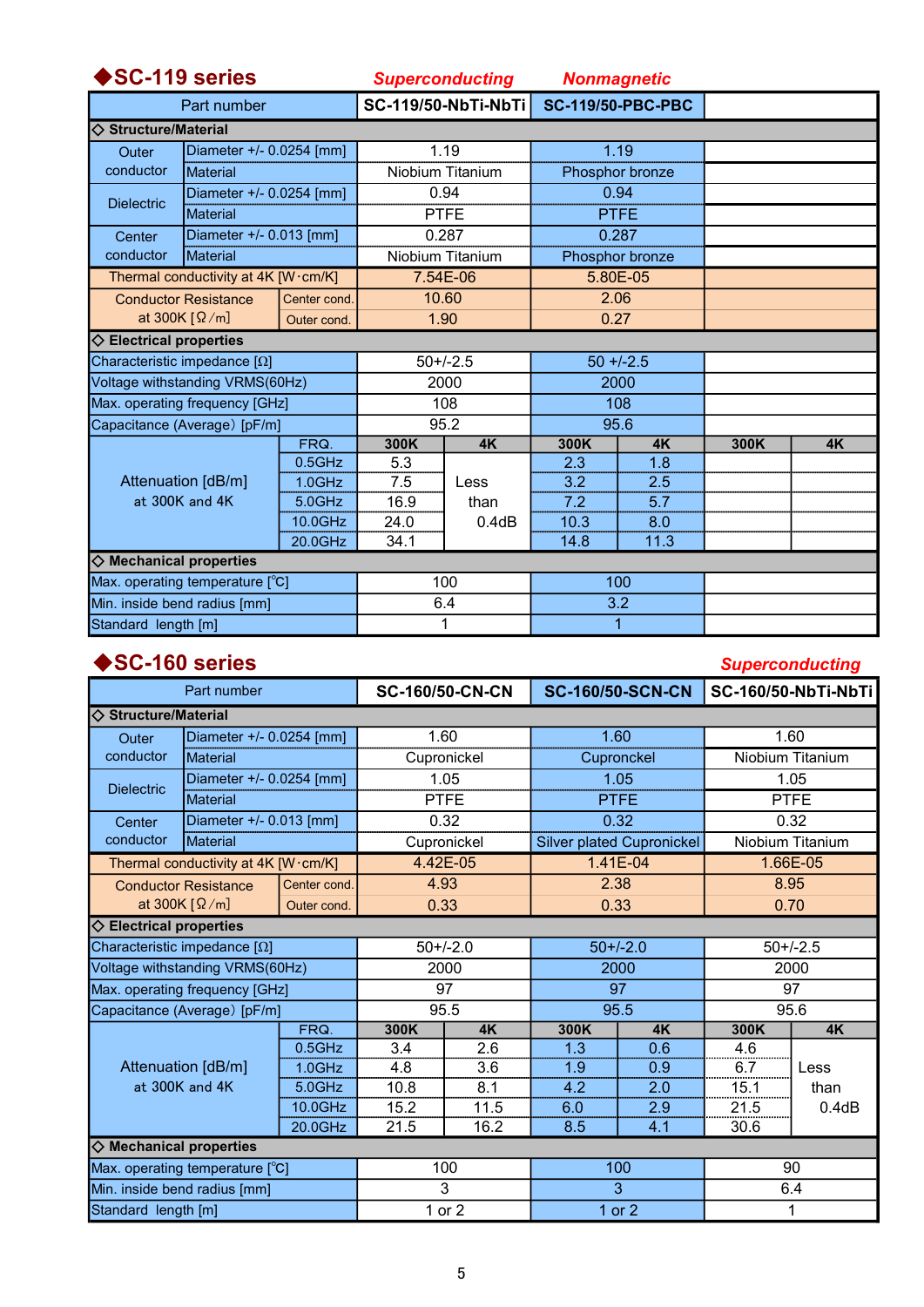## ◆SC-119 series

| Part number | | | SC-119/50-NbTi-NbTi | | SC-119/50-PBC-PBC | | | |
|---|---|---|---|---|---|---|---|---|
| | | | *Superconducting* | | *Nonmagnetic* | | | |
| **◇ Structure/Material** | | | | | | | | |
| Outer conductor | Diameter +/- 0.0254 [mm] | | 1.19 | | 1.19 | | | |
| | Material | | Niobium Titanium | | Phosphor bronze | | | |
| Dielectric | Diameter +/- 0.0254 [mm] | | 0.94 | | 0.94 | | | |
| | Material | | PTFE | | PTFE | | | |
| Center conductor | Diameter +/- 0.013 [mm] | | 0.287 | | 0.287 | | | |
| | Material | | Niobium Titanium | | Phosphor bronze | | | |
| Thermal conductivity at 4K [W·cm/K] | | | 7.54E-06 | | 5.80E-05 | | | |
| Conductor Resistance at 300K [Ω/m] | | Center cond. | 10.60 | | 2.06 | | | |
| | | Outer cond. | 1.90 | | 0.27 | | | |
| **◇ Electrical properties** | | | | | | | | |
| Characteristic impedance [Ω] | | | 50+/-2.5 | | 50 +/-2.5 | | | |
| Voltage withstanding VRMS(60Hz) | | | 2000 | | 2000 | | | |
| Max. operating frequency [GHz] | | | 108 | | 108 | | | |
| Capacitance (Average) [pF/m] | | | 95.2 | | 95.6 | | | |
| Attenuation [dB/m] at 300K and 4K | | FRQ. | 300K | 4K | 300K | 4K | 300K | 4K |
| | | 0.5GHz | 5.3 | Less than 0.4dB | 2.3 | 1.8 | | |
| | | 1.0GHz | 7.5 | | 3.2 | 2.5 | | |
| | | 5.0GHz | 16.9 | | 7.2 | 5.7 | | |
| | | 10.0GHz | 24.0 | | 10.3 | 8.0 | | |
| | | 20.0GHz | 34.1 | | 14.8 | 11.3 | | |
| **◇ Mechanical properties** | | | | | | | | |
| Max. operating temperature [°C] | | | 100 | | 100 | | | |
| Min. inside bend radius [mm] | | | 6.4 | | 3.2 | | | |
| Standard length [m] | | | 1 | | 1 | | | |

## ◆SC-160 series

| Part number | | | SC-160/50-CN-CN | | SC-160/50-SCN-CN | | SC-160/50-NbTi-NbTi | |
|---|---|---|---|---|---|---|---|---|
| | | | | | | | *Superconducting* | |
| **◇ Structure/Material** | | | | | | | | |
| Outer conductor | Diameter +/- 0.0254 [mm] | | 1.60 | | 1.60 | | 1.60 | |
| | Material | | Cupronickel | | Cupronckel | | Niobium Titanium | |
| Dielectric | Diameter +/- 0.0254 [mm] | | 1.05 | | 1.05 | | 1.05 | |
| | Material | | PTFE | | PTFE | | PTFE | |
| Center conductor | Diameter +/- 0.013 [mm] | | 0.32 | | 0.32 | | 0.32 | |
| | Material | | Cupronickel | | Silver plated Cupronickel | | Niobium Titanium | |
| Thermal conductivity at 4K [W·cm/K] | | | 4.42E-05 | | 1.41E-04 | | 1.66E-05 | |
| Conductor Resistance at 300K [Ω/m] | | Center cond. | 4.93 | | 2.38 | | 8.95 | |
| | | Outer cond. | 0.33 | | 0.33 | | 0.70 | |
| **◇ Electrical properties** | | | | | | | | |
| Characteristic impedance [Ω] | | | 50+/-2.0 | | 50+/-2.0 | | 50+/-2.5 | |
| Voltage withstanding VRMS(60Hz) | | | 2000 | | 2000 | | 2000 | |
| Max. operating frequency [GHz] | | | 97 | | 97 | | 97 | |
| Capacitance (Average) [pF/m] | | | 95.5 | | 95.5 | | 95.6 | |
| Attenuation [dB/m] at 300K and 4K | | FRQ. | 300K | 4K | 300K | 4K | 300K | 4K |
| | | 0.5GHz | 3.4 | 2.6 | 1.3 | 0.6 | 4.6 | Less than 0.4dB |
| | | 1.0GHz | 4.8 | 3.6 | 1.9 | 0.9 | 6.7 | |
| | | 5.0GHz | 10.8 | 8.1 | 4.2 | 2.0 | 15.1 | |
| | | 10.0GHz | 15.2 | 11.5 | 6.0 | 2.9 | 21.5 | |
| | | 20.0GHz | 21.5 | 16.2 | 8.5 | 4.1 | 30.6 | |
| **◇ Mechanical properties** | | | | | | | | |
| Max. operating temperature [°C] | | | 100 | | 100 | | 90 | |
| Min. inside bend radius [mm] | | | 3 | | 3 | | 6.4 | |
| Standard length [m] | | | 1 or 2 | | 1 or 2 | | 1 | |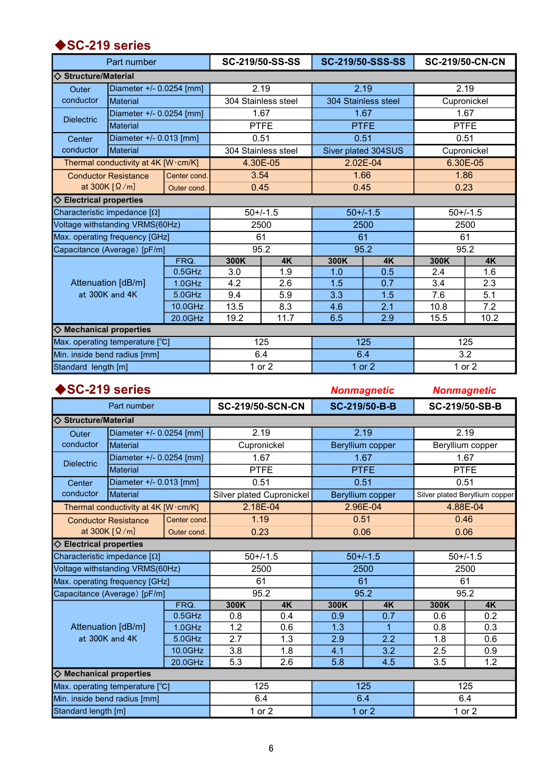## ◆SC-219 series

| Part number | | | SC-219/50-SS-SS | | SC-219/50-SSS-SS | | SC-219/50-CN-CN | |
|---|---|---|---|---|---|---|---|---|
| ◇ Structure/Material | | | | | | | | |
| Outer conductor | Diameter +/- 0.0254 [mm] | | 2.19 | | 2.19 | | 2.19 | |
| | Material | | 304 Stainless steel | | 304 Stainless steel | | Cupronickel | |
| Dielectric | Diameter +/- 0.0254 [mm] | | 1.67 | | 1.67 | | 1.67 | |
| | Material | | PTFE | | PTFE | | PTFE | |
| Center conductor | Diameter +/- 0.013 [mm] | | 0.51 | | 0.51 | | 0.51 | |
| | Material | | 304 Stainless steel | | Siver plated 304SUS | | Cupronickel | |
| Thermal conductivity at 4K [W·cm/K] | | | 4.30E-05 | | 2.02E-04 | | 6.30E-05 | |
| Conductor Resistance at 300K [Ω/m] | | Center cond. | 3.54 | | 1.66 | | 1.86 | |
| | | Outer cond. | 0.45 | | 0.45 | | 0.23 | |
| ◇ Electrical properties | | | | | | | | |
| Characteristic impedance [Ω] | | | 50+/-1.5 | | 50+/-1.5 | | 50+/-1.5 | |
| Voltage withstanding VRMS(60Hz) | | | 2500 | | 2500 | | 2500 | |
| Max. operating frequency [GHz] | | | 61 | | 61 | | 61 | |
| Capacitance (Average) [pF/m] | | | 95.2 | | 95.2 | | 95.2 | |
| Attenuation [dB/m] at 300K and 4K | | FRQ. | 300K | 4K | 300K | 4K | 300K | 4K |
| | | 0.5GHz | 3.0 | 1.9 | 1.0 | 0.5 | 2.4 | 1.6 |
| | | 1.0GHz | 4.2 | 2.6 | 1.5 | 0.7 | 3.4 | 2.3 |
| | | 5.0GHz | 9.4 | 5.9 | 3.3 | 1.5 | 7.6 | 5.1 |
| | | 10.0GHz | 13.5 | 8.3 | 4.6 | 2.1 | 10.8 | 7.2 |
| | | 20.0GHz | 19.2 | 11.7 | 6.5 | 2.9 | 15.5 | 10.2 |
| ◇ Mechanical properties | | | | | | | | |
| Max. operating temperature [°C] | | | 125 | | 125 | | 125 | |
| Min. inside bend radius [mm] | | | 6.4 | | 6.4 | | 3.2 | |
| Standard length [m] | | | 1 or 2 | | 1 or 2 | | 1 or 2 | |

## ◆SC-219 series

| Part number | | | SC-219/50-SCN-CN | | SC-219/50-B-B (*Nonmagnetic*) | | SC-219/50-SB-B (*Nonmagnetic*) | |
|---|---|---|---|---|---|---|---|---|
| ◇ Structure/Material | | | | | | | | |
| Outer conductor | Diameter +/- 0.0254 [mm] | | 2.19 | | 2.19 | | 2.19 | |
| | Material | | Cupronickel | | Beryllium copper | | Beryllium copper | |
| Dielectric | Diameter +/- 0.0254 [mm] | | 1.67 | | 1.67 | | 1.67 | |
| | Material | | PTFE | | PTFE | | PTFE | |
| Center conductor | Diameter +/- 0.013 [mm] | | 0.51 | | 0.51 | | 0.51 | |
| | Material | | Silver plated Cupronickel | | Beryllium copper | | Silver plated Beryllium copper | |
| Thermal conductivity at 4K [W·cm/K] | | | 2.18E-04 | | 2.96E-04 | | 4.88E-04 | |
| Conductor Resistance at 300K [Ω/m] | | Center cond. | 1.19 | | 0.51 | | 0.46 | |
| | | Outer cond. | 0.23 | | 0.06 | | 0.06 | |
| ◇ Electrical properties | | | | | | | | |
| Characteristic impedance [Ω] | | | 50+/-1.5 | | 50+/-1.5 | | 50+/-1.5 | |
| Voltage withstanding VRMS(60Hz) | | | 2500 | | 2500 | | 2500 | |
| Max. operating frequency [GHz] | | | 61 | | 61 | | 61 | |
| Capacitance (Average) [pF/m] | | | 95.2 | | 95.2 | | 95.2 | |
| Attenuation [dB/m] at 300K and 4K | | FRQ. | 300K | 4K | 300K | 4K | 300K | 4K |
| | | 0.5GHz | 0.8 | 0.4 | 0.9 | 0.7 | 0.6 | 0.2 |
| | | 1.0GHz | 1.2 | 0.6 | 1.3 | 1 | 0.8 | 0.3 |
| | | 5.0GHz | 2.7 | 1.3 | 2.9 | 2.2 | 1.8 | 0.6 |
| | | 10.0GHz | 3.8 | 1.8 | 4.1 | 3.2 | 2.5 | 0.9 |
| | | 20.0GHz | 5.3 | 2.6 | 5.8 | 4.5 | 3.5 | 1.2 |
| ◇ Mechanical properties | | | | | | | | |
| Max. operating temperature [°C] | | | 125 | | 125 | | 125 | |
| Min. inside bend radius [mm] | | | 6.4 | | 6.4 | | 6.4 | |
| Standard length [m] | | | 1 or 2 | | 1 or 2 | | 1 or 2 | |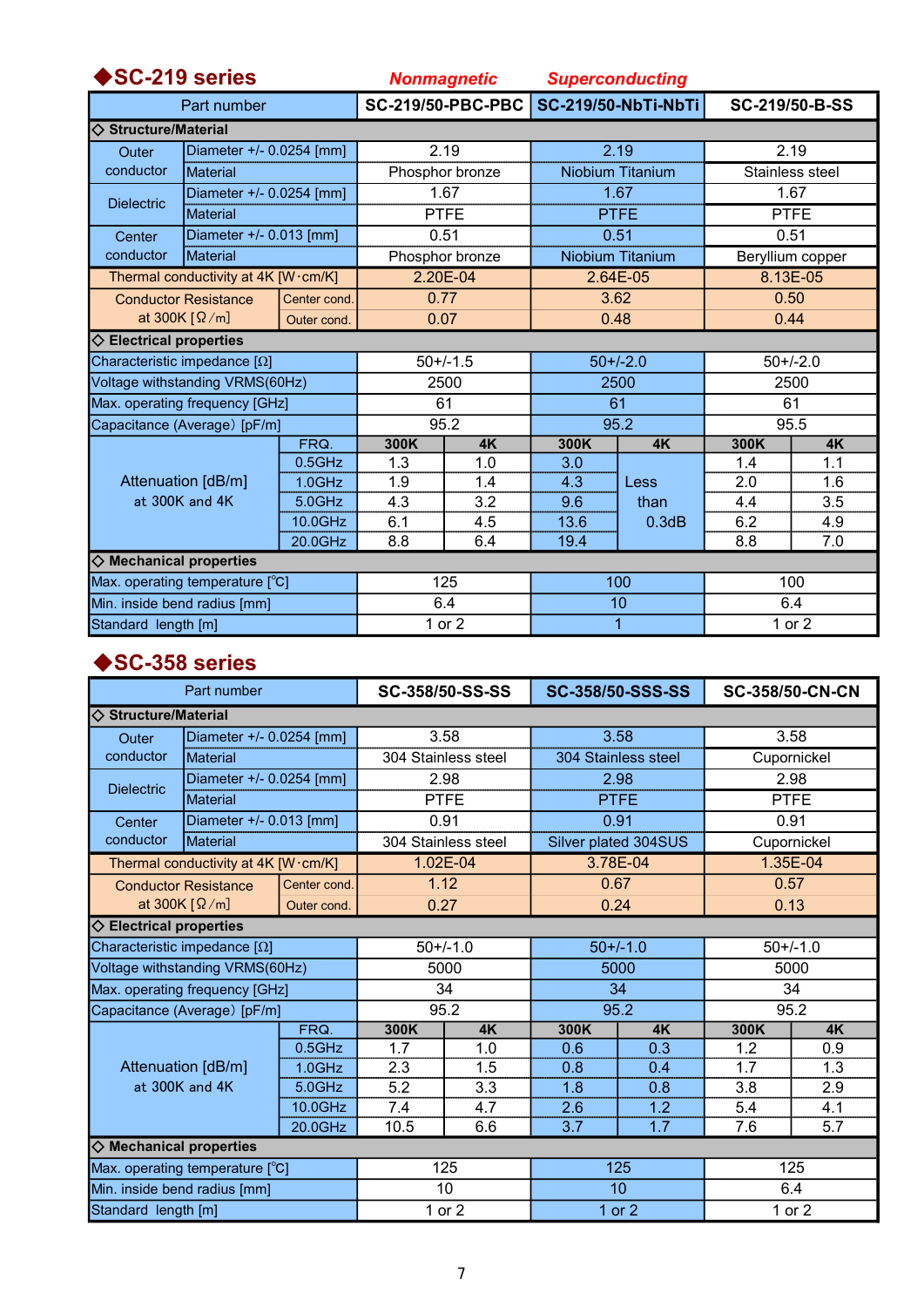## ◆SC-219 series

| Part number | | | *Nonmagnetic* SC-219/50-PBC-PBC | | *Superconducting* SC-219/50-NbTi-NbTi | | SC-219/50-B-SS | |
|---|---|---|---|---|---|---|---|---|
| **◇ Structure/Material** | | | | | | | | |
| Outer conductor | Diameter +/- 0.0254 [mm] | | 2.19 | | 2.19 | | 2.19 | |
| | Material | | Phosphor bronze | | Niobium Titanium | | Stainless steel | |
| Dielectric | Diameter +/- 0.0254 [mm] | | 1.67 | | 1.67 | | 1.67 | |
| | Material | | PTFE | | PTFE | | PTFE | |
| Center conductor | Diameter +/- 0.013 [mm] | | 0.51 | | 0.51 | | 0.51 | |
| | Material | | Phosphor bronze | | Niobium Titanium | | Beryllium copper | |
| Thermal conductivity at 4K [W·cm/K] | | | 2.20E-04 | | 2.64E-05 | | 8.13E-05 | |
| Conductor Resistance at 300K [Ω/m] | | Center cond. | 0.77 | | 3.62 | | 0.50 | |
| | | Outer cond. | 0.07 | | 0.48 | | 0.44 | |
| **◇ Electrical properties** | | | | | | | | |
| Characteristic impedance [Ω] | | | 50+/-1.5 | | 50+/-2.0 | | 50+/-2.0 | |
| Voltage withstanding VRMS(60Hz) | | | 2500 | | 2500 | | 2500 | |
| Max. operating frequency [GHz] | | | 61 | | 61 | | 61 | |
| Capacitance (Average) [pF/m] | | | 95.2 | | 95.2 | | 95.5 | |
| Attenuation [dB/m] at 300K and 4K | | FRQ. | 300K | 4K | 300K | 4K | 300K | 4K |
| | | 0.5GHz | 1.3 | 1.0 | 3.0 | Less than 0.3dB | 1.4 | 1.1 |
| | | 1.0GHz | 1.9 | 1.4 | 4.3 | | 2.0 | 1.6 |
| | | 5.0GHz | 4.3 | 3.2 | 9.6 | | 4.4 | 3.5 |
| | | 10.0GHz | 6.1 | 4.5 | 13.6 | | 6.2 | 4.9 |
| | | 20.0GHz | 8.8 | 6.4 | 19.4 | | 8.8 | 7.0 |
| **◇ Mechanical properties** | | | | | | | | |
| Max. operating temperature [°C] | | | 125 | | 100 | | 100 | |
| Min. inside bend radius [mm] | | | 6.4 | | 10 | | 6.4 | |
| Standard length [m] | | | 1 or 2 | | 1 | | 1 or 2 | |

## ◆SC-358 series

| Part number | | | SC-358/50-SS-SS | | SC-358/50-SSS-SS | | SC-358/50-CN-CN | |
|---|---|---|---|---|---|---|---|---|
| **◇ Structure/Material** | | | | | | | | |
| Outer conductor | Diameter +/- 0.0254 [mm] | | 3.58 | | 3.58 | | 3.58 | |
| | Material | | 304 Stainless steel | | 304 Stainless steel | | Cupronickel | |
| Dielectric | Diameter +/- 0.0254 [mm] | | 2.98 | | 2.98 | | 2.98 | |
| | Material | | PTFE | | PTFE | | PTFE | |
| Center conductor | Diameter +/- 0.013 [mm] | | 0.91 | | 0.91 | | 0.91 | |
| | Material | | 304 Stainless steel | | Silver plated 304SUS | | Cupronickel | |
| Thermal conductivity at 4K [W·cm/K] | | | 1.02E-04 | | 3.78E-04 | | 1.35E-04 | |
| Conductor Resistance at 300K [Ω/m] | | Center cond. | 1.12 | | 0.67 | | 0.57 | |
| | | Outer cond. | 0.27 | | 0.24 | | 0.13 | |
| **◇ Electrical properties** | | | | | | | | |
| Characteristic impedance [Ω] | | | 50+/-1.0 | | 50+/-1.0 | | 50+/-1.0 | |
| Voltage withstanding VRMS(60Hz) | | | 5000 | | 5000 | | 5000 | |
| Max. operating frequency [GHz] | | | 34 | | 34 | | 34 | |
| Capacitance (Average) [pF/m] | | | 95.2 | | 95.2 | | 95.2 | |
| Attenuation [dB/m] at 300K and 4K | | FRQ. | 300K | 4K | 300K | 4K | 300K | 4K |
| | | 0.5GHz | 1.7 | 1.0 | 0.6 | 0.3 | 1.2 | 0.9 |
| | | 1.0GHz | 2.3 | 1.5 | 0.8 | 0.4 | 1.7 | 1.3 |
| | | 5.0GHz | 5.2 | 3.3 | 1.8 | 0.8 | 3.8 | 2.9 |
| | | 10.0GHz | 7.4 | 4.7 | 2.6 | 1.2 | 5.4 | 4.1 |
| | | 20.0GHz | 10.5 | 6.6 | 3.7 | 1.7 | 7.6 | 5.7 |
| **◇ Mechanical properties** | | | | | | | | |
| Max. operating temperature [°C] | | | 125 | | 125 | | 125 | |
| Min. inside bend radius [mm] | | | 10 | | 10 | | 6.4 | |
| Standard length [m] | | | 1 or 2 | | 1 or 2 | | 1 or 2 | |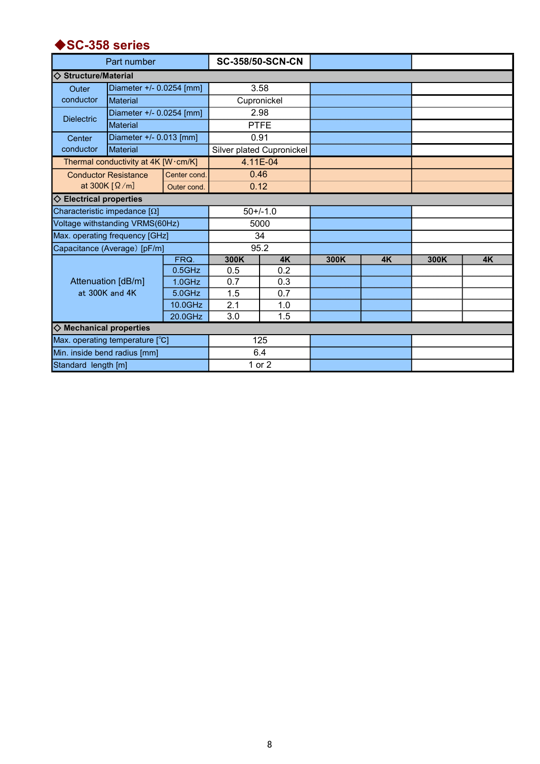## ◆SC-358 series

| Part number | | | SC-358/50-SCN-CN | | | | | |
|---|---|---|---|---|---|---|---|---|
| ◇ Structure/Material | | | | | | | | |
| Outer conductor | Diameter +/- 0.0254 [mm] | | 3.58 | | | | | |
| | Material | | Cupronickel | | | | | |
| Dielectric | Diameter +/- 0.0254 [mm] | | 2.98 | | | | | |
| | Material | | PTFE | | | | | |
| Center conductor | Diameter +/- 0.013 [mm] | | 0.91 | | | | | |
| | Material | | Silver plated Cupronickel | | | | | |
| Thermal conductivity at 4K [W･cm/K] | | | 4.11E-04 | | | | | |
| Conductor Resistance at 300K [Ω/m] | | Center cond. | 0.46 | | | | | |
| | | Outer cond. | 0.12 | | | | | |
| ◇ Electrical properties | | | | | | | | |
| Characteristic impedance [Ω] | | | 50+/-1.0 | | | | | |
| Voltage withstanding VRMS(60Hz) | | | 5000 | | | | | |
| Max. operating frequency [GHz] | | | 34 | | | | | |
| Capacitance (Average) [pF/m] | | | 95.2 | | | | | |
| Attenuation [dB/m] at 300K and 4K | | FRQ. | 300K | 4K | 300K | 4K | 300K | 4K |
| | | 0.5GHz | 0.5 | 0.2 | | | | |
| | | 1.0GHz | 0.7 | 0.3 | | | | |
| | | 5.0GHz | 1.5 | 0.7 | | | | |
| | | 10.0GHz | 2.1 | 1.0 | | | | |
| | | 20.0GHz | 3.0 | 1.5 | | | | |
| ◇ Mechanical properties | | | | | | | | |
| Max. operating temperature [℃] | | | 125 | | | | | |
| Min. inside bend radius [mm] | | | 6.4 | | | | | |
| Standard length [m] | | | 1 or 2 | | | | | |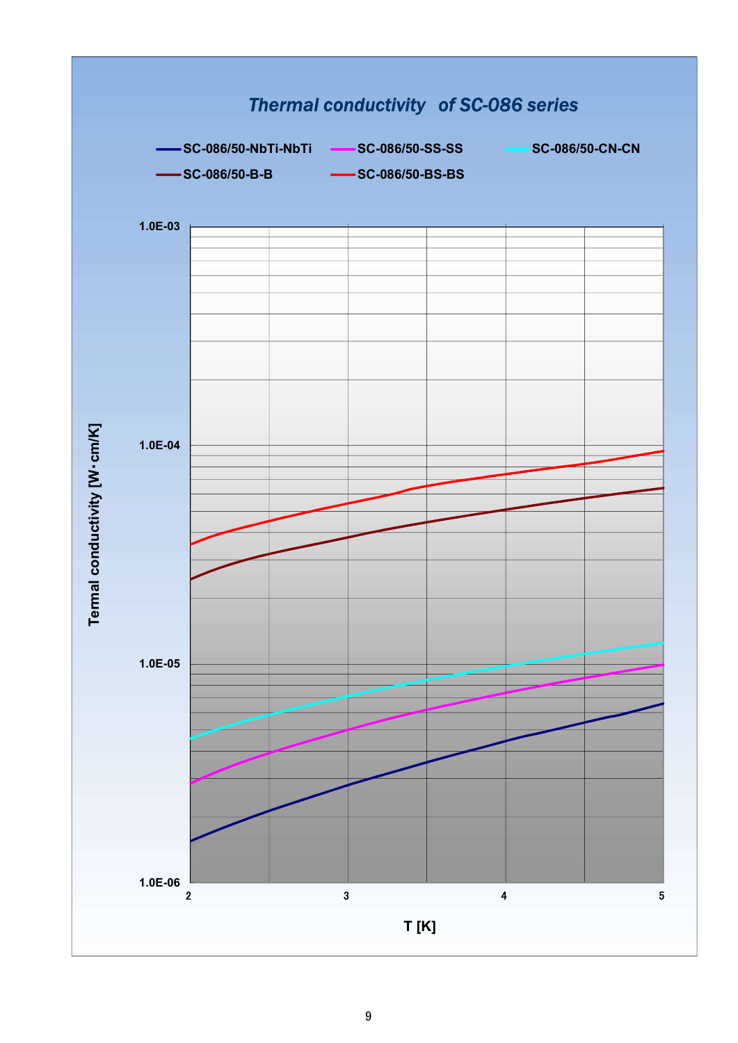## *Thermal conductivity of SC-086 series*

SC-086/50-NbTi-NbTi, SC-086/50-SS-SS, SC-086/50-CN-CN, SC-086/50-B-B, SC-086/50-BS-BS

Termal conductivity [W・cm/K]

1.0E-03

1.0E-04

1.0E-05

1.0E-06

2 3 4 5

T [K]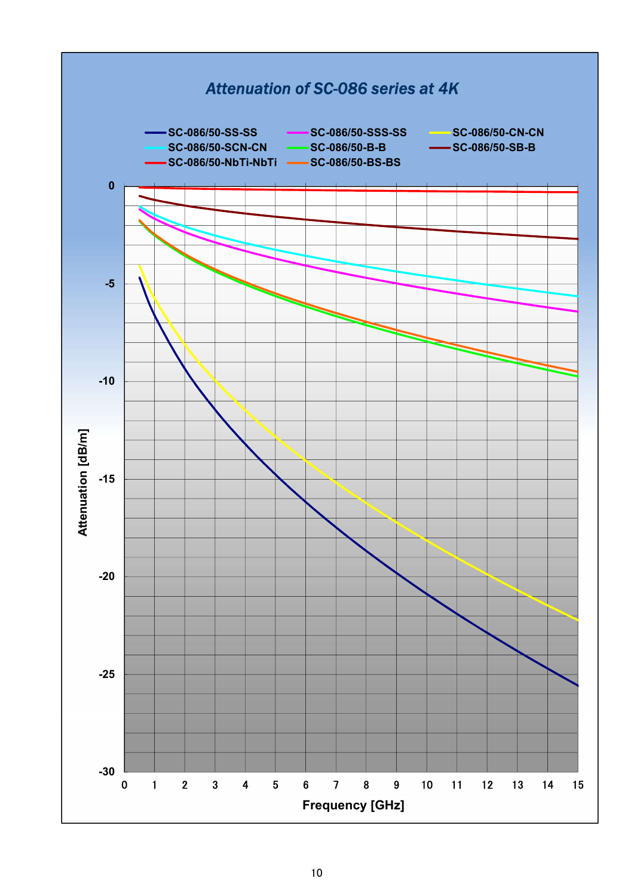## Attenuation of SC-086 series at 4K

Legend:
- SC-086/50-SS-SS
- SC-086/50-SSS-SS
- SC-086/50-CN-CN
- SC-086/50-SCN-CN
- SC-086/50-B-B
- SC-086/50-SB-B
- SC-086/50-NbTi-NbTi
- SC-086/50-BS-BS

Attenuation [dB/m] (0 to -30) vs. Frequency [GHz] (0 to 15)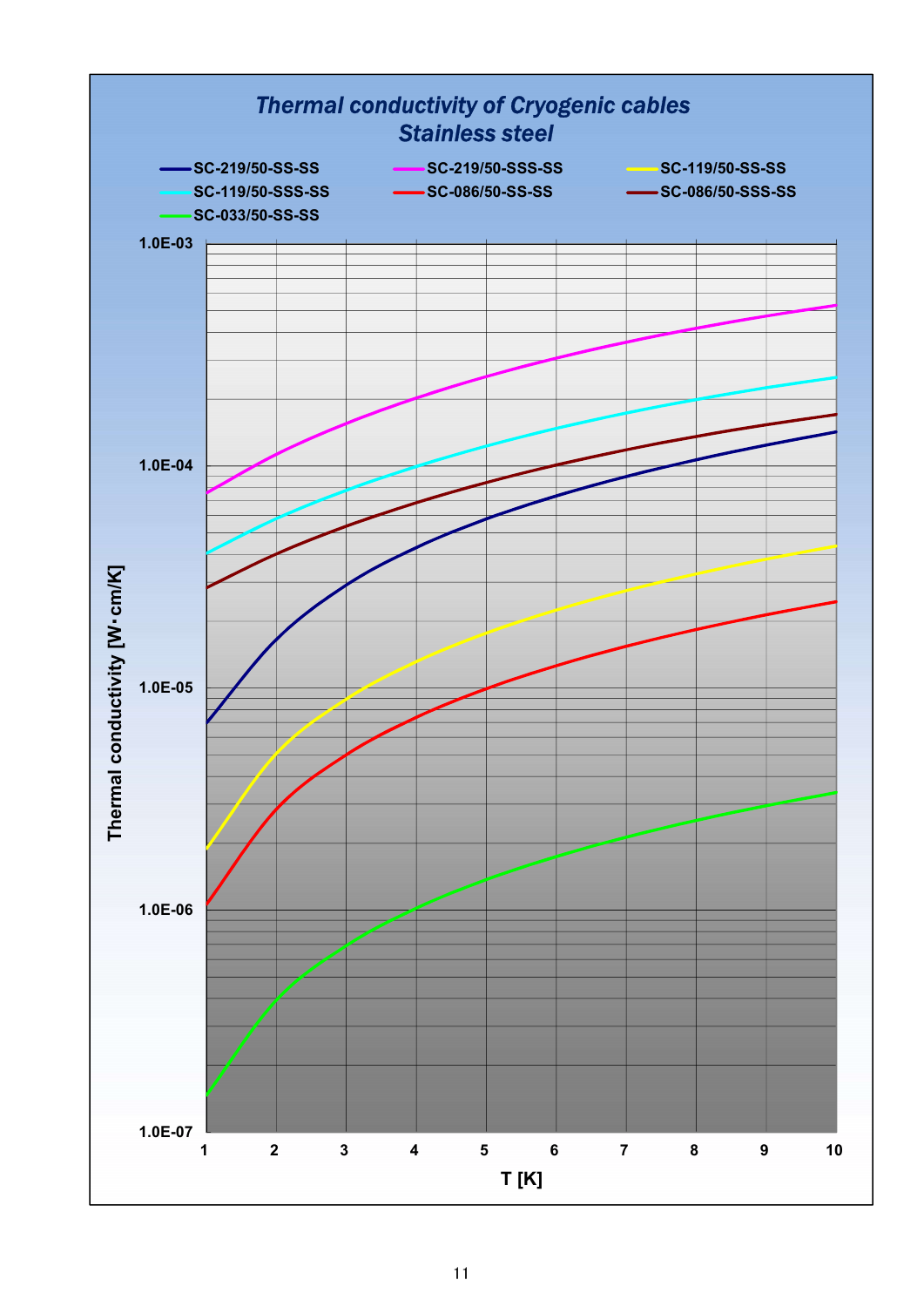## *Thermal conductivity of Cryogenic cables*
## *Stainless steel*

Legend: SC-219/50-SS-SS, SC-219/50-SSS-SS, SC-119/50-SS-SS, SC-119/50-SSS-SS, SC-086/50-SS-SS, SC-086/50-SSS-SS, SC-033/50-SS-SS

Y-axis: Thermal conductivity [W・cm/K] (1.0E-07 to 1.0E-03, log scale)

X-axis: T [K] (1 to 10)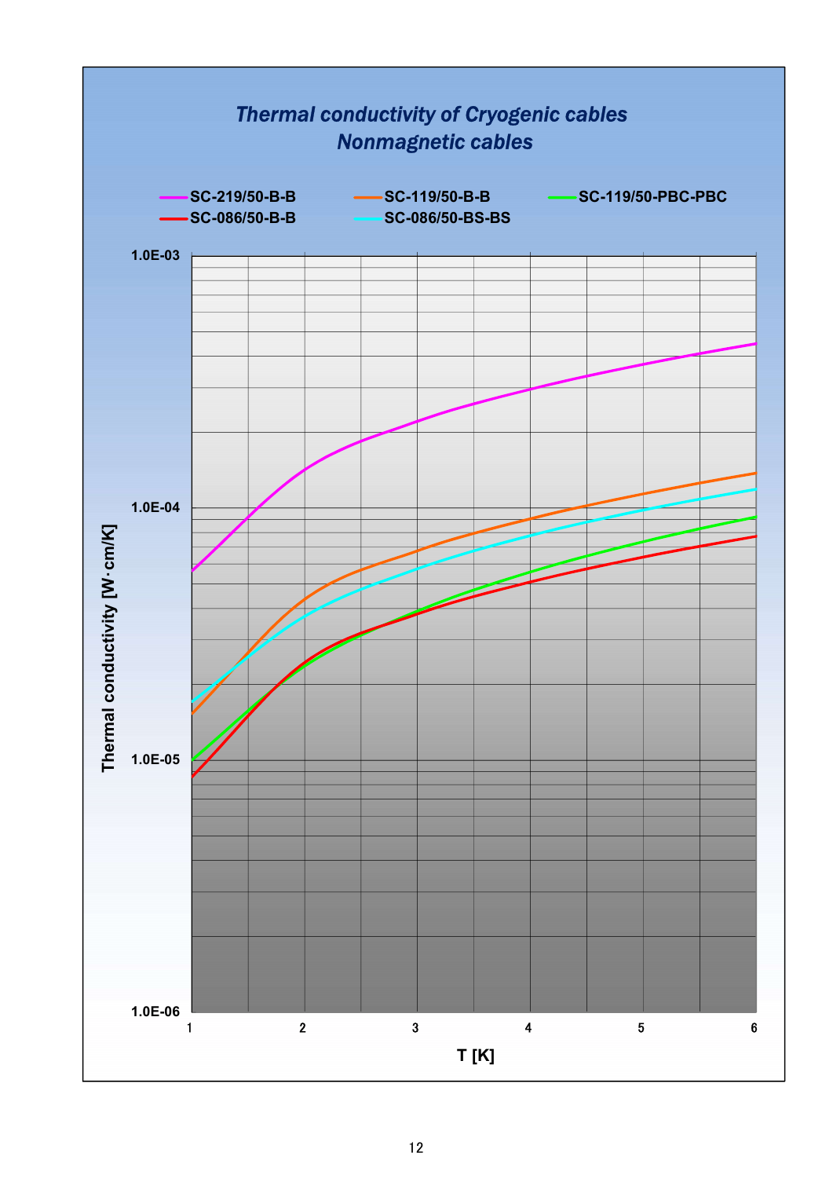## *Thermal conductivity of Cryogenic cables*
## *Nonmagnetic cables*

Legend: SC-219/50-B-B, SC-119/50-B-B, SC-119/50-PBC-PBC, SC-086/50-B-B, SC-086/50-BS-BS

Y-axis: Thermal conductivity [W·cm/K] (1.0E-06, 1.0E-05, 1.0E-04, 1.0E-03)

X-axis: T [K] (1, 2, 3, 4, 5, 6)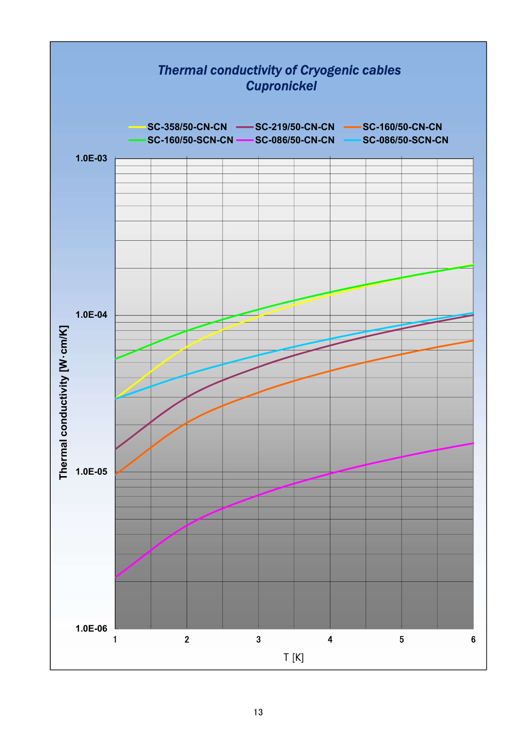## Thermal conductivity of Cryogenic cables
## Cupronickel

SC-358/50-CN-CN, SC-219/50-CN-CN, SC-160/50-CN-CN, SC-160/50-SCN-CN, SC-086/50-CN-CN, SC-086/50-SCN-CN

Thermal conductivity [W·cm/K]

1.0E-03, 1.0E-04, 1.0E-05, 1.0E-06

T [K]

1, 2, 3, 4, 5, 6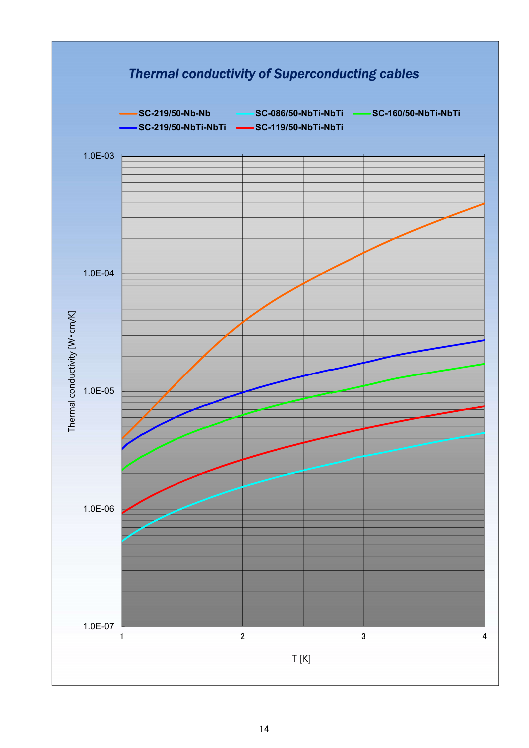## *Thermal conductivity of Superconducting cables*

- SC-219/50-Nb-Nb
- SC-086/50-NbTi-NbTi
- SC-160/50-NbTi-NbTi
- SC-219/50-NbTi-NbTi
- SC-119/50-NbTi-NbTi

Thermal conductivity [W・cm/K]

1.0E-03
1.0E-04
1.0E-05
1.0E-06
1.0E-07

1 2 3 4

T [K]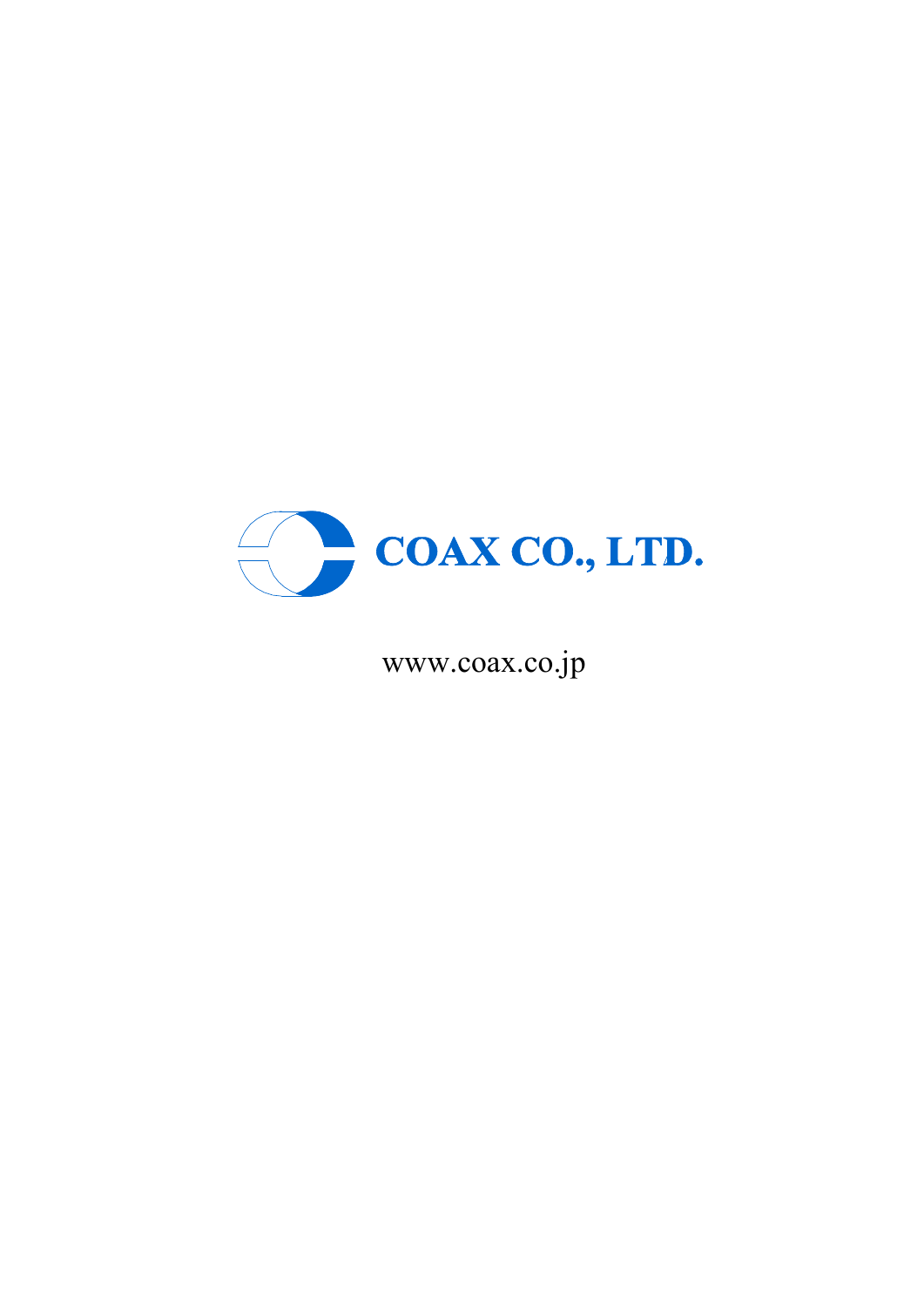COAX CO., LTD.

www.coax.co.jp